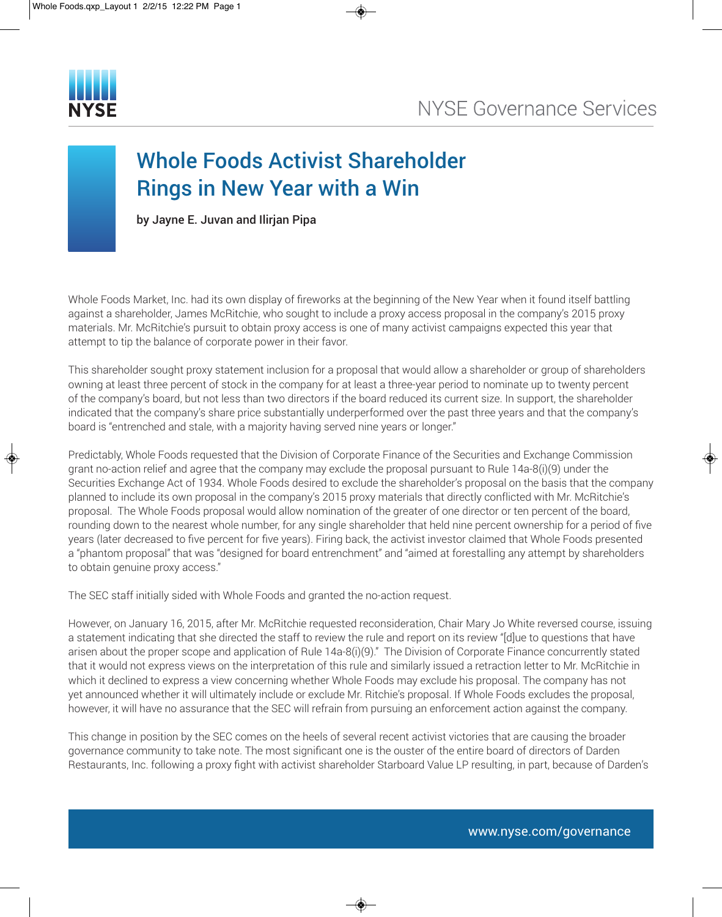NYSE Governance Services

# Whole Foods Activist Shareholder Rings in New Year with a Win

**by Jayne E. Juvan and Ilirjan Pipa**

Whole Foods Market, Inc. had its own display of fireworks at the beginning of the New Year when it found itself battling against a shareholder, James McRitchie, who sought to include a proxy access proposal in the company's 2015 proxy materials. Mr. McRitchie's pursuit to obtain proxy access is one of many activist campaigns expected this year that attempt to tip the balance of corporate power in their favor.

This shareholder sought proxy statement inclusion for a proposal that would allow a shareholder or group of shareholders owning at least three percent of stock in the company for at least a three-year period to nominate up to twenty percent of the company's board, but not less than two directors if the board reduced its current size. In support, the shareholder indicated that the company's share price substantially underperformed over the past three years and that the company's board is "entrenched and stale, with a majority having served nine years or longer."

Predictably, Whole Foods requested that the Division of Corporate Finance of the Securities and Exchange Commission grant no-action relief and agree that the company may exclude the proposal pursuant to Rule 14a-8(i)(9) under the Securities Exchange Act of 1934. Whole Foods desired to exclude the shareholder's proposal on the basis that the company planned to include its own proposal in the company's 2015 proxy materials that directly conflicted with Mr. McRitchie's proposal. The Whole Foods proposal would allow nomination of the greater of one director or ten percent of the board, rounding down to the nearest whole number, for any single shareholder that held nine percent ownership for a period of five years (later decreased to five percent for five years). Firing back, the activist investor claimed that Whole Foods presented a "phantom proposal" that was "designed for board entrenchment" and "aimed at forestalling any attempt by shareholders to obtain genuine proxy access."

The SEC staff initially sided with Whole Foods and granted the no-action request.

However, on January 16, 2015, after Mr. McRitchie requested reconsideration, Chair Mary Jo White reversed course, issuing a statement indicating that she directed the staff to review the rule and report on its review "[d]ue to questions that have arisen about the proper scope and application of Rule 14a-8(i)(9)." The Division of Corporate Finance concurrently stated that it would not express views on the interpretation of this rule and similarly issued a retraction letter to Mr. McRitchie in which it declined to express a view concerning whether Whole Foods may exclude his proposal. The company has not yet announced whether it will ultimately include or exclude Mr. Ritchie's proposal. If Whole Foods excludes the proposal, however, it will have no assurance that the SEC will refrain from pursuing an enforcement action against the company.

This change in position by the SEC comes on the heels of several recent activist victories that are causing the broader governance community to take note. The most significant one is the ouster of the entire board of directors of Darden Restaurants, Inc. following a proxy fight with activist shareholder Starboard Value LP resulting, in part, because of Darden's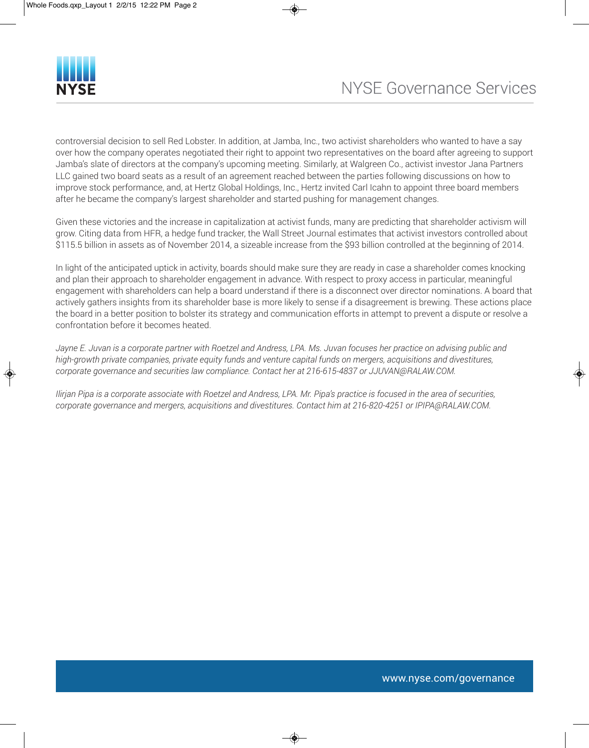controversial decision to sell Red Lobster. In addition, at Jamba, Inc., two activist shareholders who wanted to have a say over how the company operates negotiated their right to appoint two representatives on the board after agreeing to support Jamba's slate of directors at the company's upcoming meeting. Similarly, at Walgreen Co., activist investor Jana Partners LLC gained two board seats as a result of an agreement reached between the parties following discussions on how to improve stock performance, and, at Hertz Global Holdings, Inc., Hertz invited Carl Icahn to appoint three board members after he became the company's largest shareholder and started pushing for management changes.

Given these victories and the increase in capitalization at activist funds, many are predicting that shareholder activism will grow. Citing data from HFR, a hedge fund tracker, the Wall Street Journal estimates that activist investors controlled about $115.5 billion in assets as of November 2014, a sizeable increase from the $93 billion controlled at the beginning of 2014.

In light of the anticipated uptick in activity, boards should make sure they are ready in case a shareholder comes knocking and plan their approach to shareholder engagement in advance. With respect to proxy access in particular, meaningful engagement with shareholders can help a board understand if there is a disconnect over director nominations. A board that actively gathers insights from its shareholder base is more likely to sense if a disagreement is brewing. These actions place the board in a better position to bolster its strategy and communication efforts in attempt to prevent a dispute or resolve a confrontation before it becomes heated.

*Jayne E. Juvan is a corporate partner with Roetzel and Andress, LPA. Ms. Juvan focuses her practice on advising public and high-growth private companies, private equity funds and venture capital funds on mergers, acquisitions and divestitures, corporate governance and securities law compliance. Contact her at 216-615-4837 or JJUVAN@RALAW.COM.*

*Ilirjan Pipa is a corporate associate with Roetzel and Andress, LPA. Mr. Pipa's practice is focused in the area of securities, corporate governance and mergers, acquisitions and divestitures. Contact him at 216-820-4251 or IPIPA@RALAW.COM.*